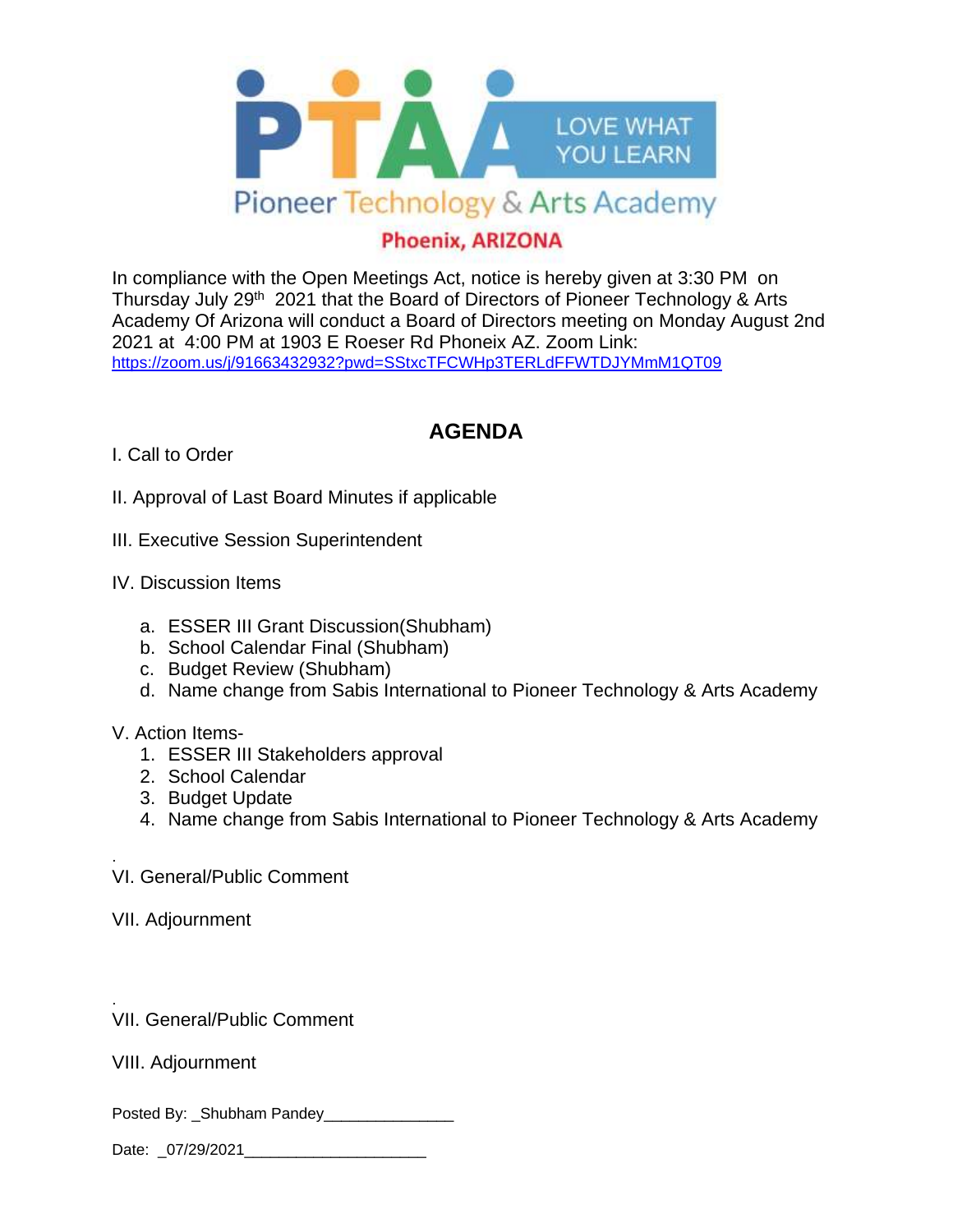PTAA LOVE WHAT YOU LEARN

Pioneer Technology & Arts Academy

Phoenix, ARIZONA

In compliance with the Open Meetings Act, notice is hereby given at 3:30 PM on Thursday July 29th 2021 that the Board of Directors of Pioneer Technology & Arts Academy Of Arizona will conduct a Board of Directors meeting on Monday August 2nd 2021 at 4:00 PM at 1903 E Roeser Rd Phoneix AZ. Zoom Link: https://zoom.us/j/91663432932?pwd=SStxcTFCWHp3TERLdFFWTDJYMmM1QT09

## AGENDA

I. Call to Order

II. Approval of Last Board Minutes if applicable

III. Executive Session Superintendent

IV. Discussion Items

a. ESSER III Grant Discussion(Shubham)
b. School Calendar Final (Shubham)
c. Budget Review (Shubham)
d. Name change from Sabis International to Pioneer Technology & Arts Academy

V. Action Items-

1. ESSER III Stakeholders approval
2. School Calendar
3. Budget Update
4. Name change from Sabis International to Pioneer Technology & Arts Academy

.

VI. General/Public Comment

VII. Adjournment

.

VII. General/Public Comment

VIII. Adjournment

Posted By: _Shubham Pandey_______________

Date: _07/29/2021______________________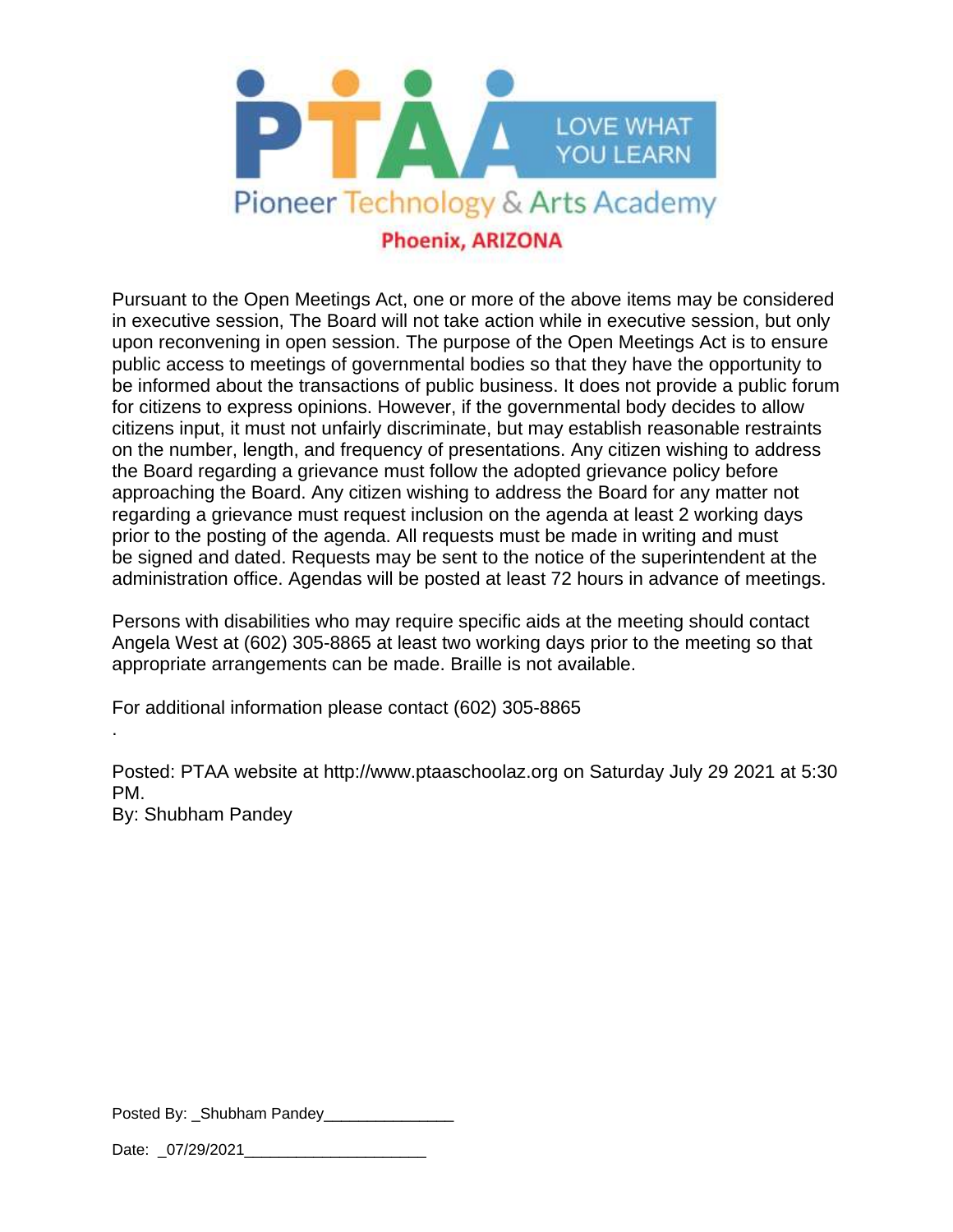PTAA

LOVE WHAT YOU LEARN

Pioneer Technology & Arts Academy

**Phoenix, ARIZONA**

Pursuant to the Open Meetings Act, one or more of the above items may be considered in executive session, The Board will not take action while in executive session, but only upon reconvening in open session. The purpose of the Open Meetings Act is to ensure public access to meetings of governmental bodies so that they have the opportunity to be informed about the transactions of public business. It does not provide a public forum for citizens to express opinions. However, if the governmental body decides to allow citizens input, it must not unfairly discriminate, but may establish reasonable restraints on the number, length, and frequency of presentations. Any citizen wishing to address the Board regarding a grievance must follow the adopted grievance policy before approaching the Board. Any citizen wishing to address the Board for any matter not regarding a grievance must request inclusion on the agenda at least 2 working days prior to the posting of the agenda. All requests must be made in writing and must be signed and dated. Requests may be sent to the notice of the superintendent at the administration office. Agendas will be posted at least 72 hours in advance of meetings.

Persons with disabilities who may require specific aids at the meeting should contact Angela West at (602) 305-8865 at least two working days prior to the meeting so that appropriate arrangements can be made. Braille is not available.

For additional information please contact (602) 305-8865

.

Posted: PTAA website at http://www.ptaaschoolaz.org on Saturday July 29 2021 at 5:30 PM.
By: Shubham Pandey

Posted By: _Shubham Pandey_______________

Date: _07/29/2021______________________